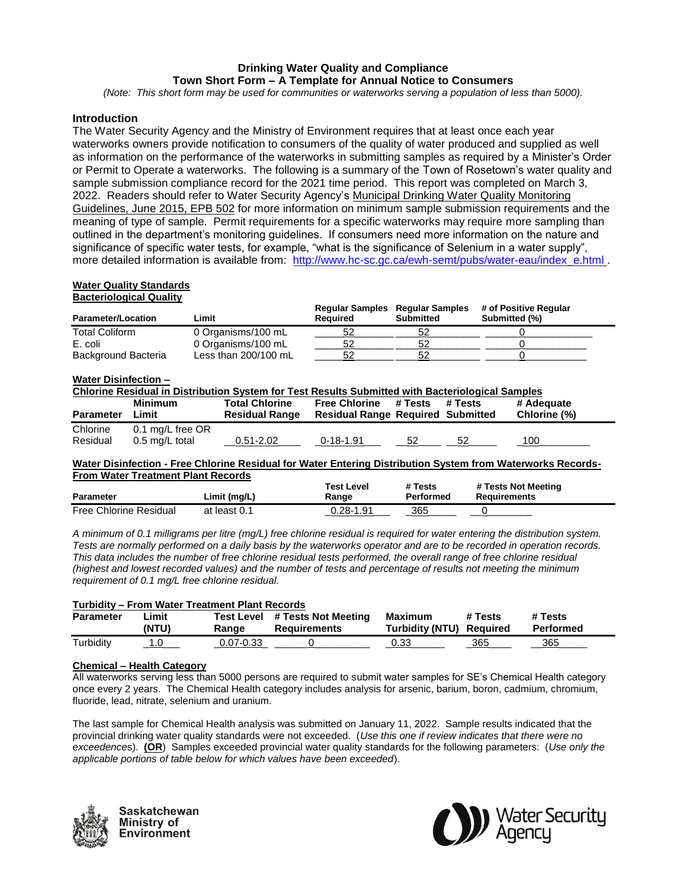## Drinking Water Quality and Compliance
## Town Short Form – A Template for Annual Notice to Consumers

*(Note: This short form may be used for communities or waterworks serving a population of less than 5000).*

### Introduction

The Water Security Agency and the Ministry of Environment requires that at least once each year waterworks owners provide notification to consumers of the quality of water produced and supplied as well as information on the performance of the waterworks in submitting samples as required by a Minister's Order or Permit to Operate a waterworks. The following is a summary of the Town of Rosetown's water quality and sample submission compliance record for the 2021 time period. This report was completed on March 3, 2022. Readers should refer to Water Security Agency's Municipal Drinking Water Quality Monitoring Guidelines, June 2015, EPB 502 for more information on minimum sample submission requirements and the meaning of type of sample. Permit requirements for a specific waterworks may require more sampling than outlined in the department's monitoring guidelines. If consumers need more information on the nature and significance of specific water tests, for example, "what is the significance of Selenium in a water supply", more detailed information is available from: http://www.hc-sc.gc.ca/ewh-semt/pubs/water-eau/index_e.html .

**Water Quality Standards**
**Bacteriological Quality**

| Parameter/Location | Limit | Regular Samples Required | Regular Samples Submitted | # of Positive Regular Submitted (%) |
|---|---|---|---|---|
| Total Coliform | 0 Organisms/100 mL | 52 | 52 | 0 |
| E. coli | 0 Organisms/100 mL | 52 | 52 | 0 |
| Background Bacteria | Less than 200/100 mL | 52 | 52 | 0 |

**Water Disinfection –**
**Chlorine Residual in Distribution System for Test Results Submitted with Bacteriological Samples**

| Parameter | Minimum Limit | Total Chlorine Residual Range | Free Chlorine Residual Range | # Tests Required | # Tests Submitted | # Adequate Chlorine (%) |
|---|---|---|---|---|---|---|
| Chlorine Residual | 0.1 mg/L free OR 0.5 mg/L total | 0.51-2.02 | 0-18-1.91 | 52 | 52 | 100 |

**Water Disinfection - Free Chlorine Residual for Water Entering Distribution System from Waterworks Records- From Water Treatment Plant Records**

| Parameter | Limit (mg/L) | Test Level Range | # Tests Performed | # Tests Not Meeting Requirements |
|---|---|---|---|---|
| Free Chlorine Residual | at least 0.1 | 0.28-1.91 | 365 | 0 |

*A minimum of 0.1 milligrams per litre (mg/L) free chlorine residual is required for water entering the distribution system. Tests are normally performed on a daily basis by the waterworks operator and are to be recorded in operation records. This data includes the number of free chlorine residual tests performed, the overall range of free chlorine residual (highest and lowest recorded values) and the number of tests and percentage of results not meeting the minimum requirement of 0.1 mg/L free chlorine residual.*

**Turbidity – From Water Treatment Plant Records**

| Parameter | Limit (NTU) | Test Level Range | # Tests Not Meeting Requirements | Maximum Turbidity (NTU) | # Tests Required | # Tests Performed |
|---|---|---|---|---|---|---|
| Turbidity | 1.0 | 0.07-0.33 | 0 | 0.33 | 365 | 365 |

**Chemical – Health Category**

All waterworks serving less than 5000 persons are required to submit water samples for SE's Chemical Health category once every 2 years. The Chemical Health category includes analysis for arsenic, barium, boron, cadmium, chromium, fluoride, lead, nitrate, selenium and uranium.

The last sample for Chemical Health analysis was submitted on January 11, 2022. Sample results indicated that the provincial drinking water quality standards were not exceeded. (*Use this one if review indicates that there were no exceedences*). **(OR**) Samples exceeded provincial water quality standards for the following parameters: (*Use only the applicable portions of table below for which values have been exceeded*).

Saskatchewan Ministry of Environment

Water Security Agency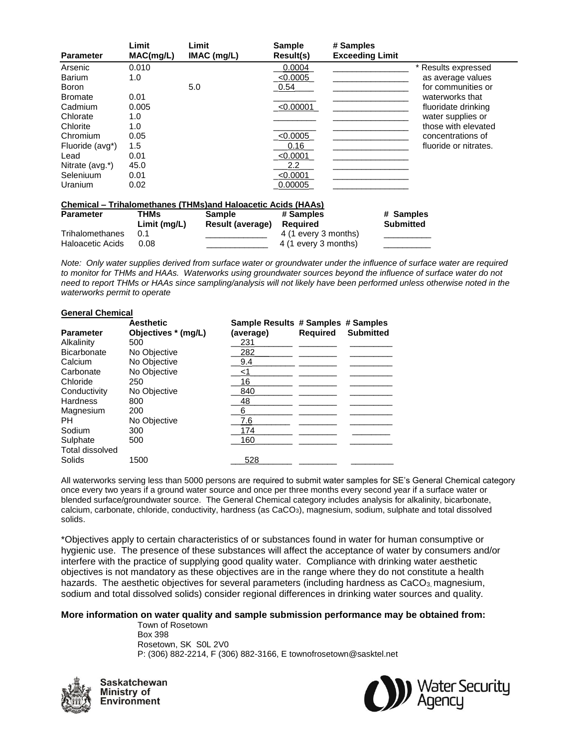| Parameter | Limit MAC(mg/L) | Limit IMAC (mg/L) | Sample Result(s) | # Samples Exceeding Limit |
|---|---|---|---|---|
| Arsenic | 0.010 | | 0.0004 | |
| Barium | 1.0 | | <0.0005 | |
| Boron | | 5.0 | 0.54 | |
| Bromate | 0.01 | | | |
| Cadmium | 0.005 | | <0.00001 | |
| Chlorate | 1.0 | | | |
| Chlorite | 1.0 | | | |
| Chromium | 0.05 | | <0.0005 | |
| Fluoride (avg*) | 1.5 | | 0.16 | |
| Lead | 0.01 | | <0.0001 | |
| Nitrate (avg.*) | 45.0 | | 2.2 | |
| Seleniuum | 0.01 | | <0.0001 | |
| Uranium | 0.02 | | 0.00005 | |

* Results expressed as average values for communities or waterworks that fluoridate drinking water supplies or those with elevated concentrations of fluoride or nitrates.

**Chemical – Trihalomethanes (THMs)and Haloacetic Acids (HAAs)**

| Parameter | THMs Limit (mg/L) | Sample Result (average) | # Samples Required | # Samples Submitted |
|---|---|---|---|---|
| Trihalomethanes | 0.1 | | 4 (1 every 3 months) | |
| Haloacetic Acids | 0.08 | | 4 (1 every 3 months) | |

*Note: Only water supplies derived from surface water or groundwater under the influence of surface water are required to monitor for THMs and HAAs. Waterworks using groundwater sources beyond the influence of surface water do not need to report THMs or HAAs since sampling/analysis will not likely have been performed unless otherwise noted in the waterworks permit to operate*

**General Chemical**

| Parameter | Aesthetic Objectives * (mg/L) | Sample Results (average) | # Samples Required | # Samples Submitted |
|---|---|---|---|---|
| Alkalinity | 500 | 231 | | |
| Bicarbonate | No Objective | 282 | | |
| Calcium | No Objective | 9.4 | | |
| Carbonate | No Objective | <1 | | |
| Chloride | 250 | 16 | | |
| Conductivity | No Objective | 840 | | |
| Hardness | 800 | 48 | | |
| Magnesium | 200 | 6 | | |
| PH | No Objective | 7.6 | | |
| Sodium | 300 | 174 | | |
| Sulphate | 500 | 160 | | |
| Total dissolved Solids | 1500 | 528 | | |

All waterworks serving less than 5000 persons are required to submit water samples for SE's General Chemical category once every two years if a ground water source and once per three months every second year if a surface water or blended surface/groundwater source. The General Chemical category includes analysis for alkalinity, bicarbonate, calcium, carbonate, chloride, conductivity, hardness (as $CaCO_3$), magnesium, sodium, sulphate and total dissolved solids.

*Objectives apply to certain characteristics of or substances found in water for human consumptive or hygienic use. The presence of these substances will affect the acceptance of water by consumers and/or interfere with the practice of supplying good quality water. Compliance with drinking water aesthetic objectives is not mandatory as these objectives are in the range where they do not constitute a health hazards. The aesthetic objectives for several parameters (including hardness as $CaCO_3$, magnesium, sodium and total dissolved solids) consider regional differences in drinking water sources and quality.

**More information on water quality and sample submission performance may be obtained from:**

Town of Rosetown
Box 398
Rosetown, SK S0L 2V0
P: (306) 882-2214, F (306) 882-3166, E townofrosetown@sasktel.net

Saskatchewan Ministry of Environment

Water Security Agency